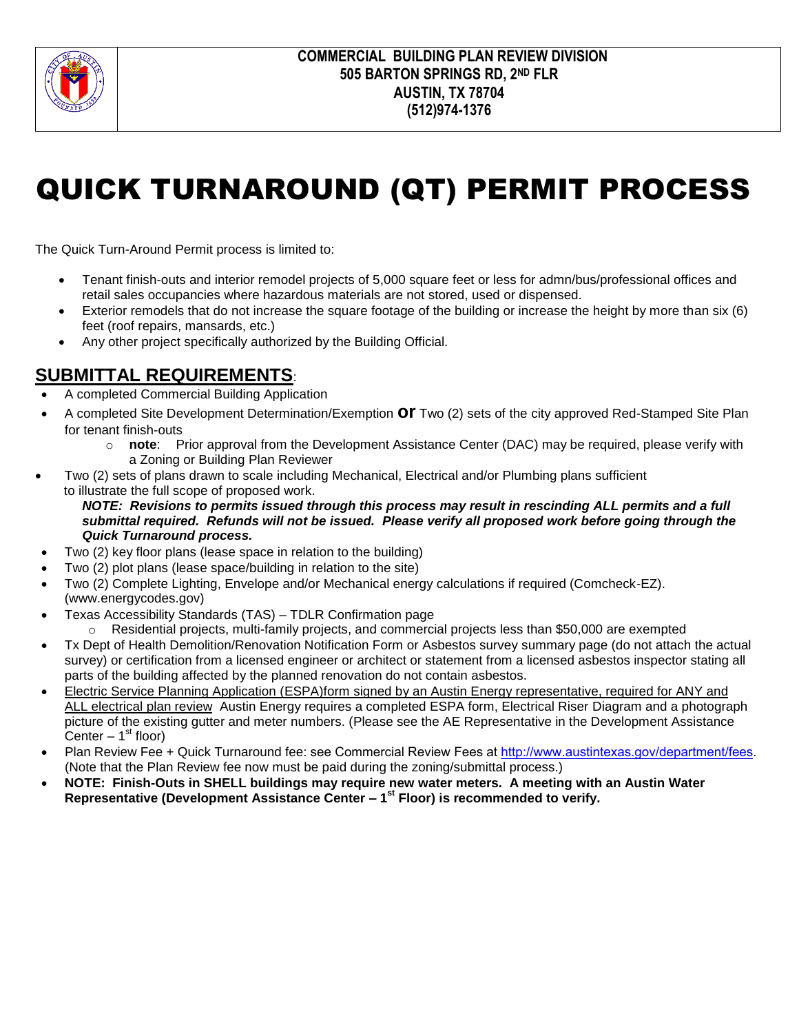**COMMERCIAL BUILDING PLAN REVIEW DIVISION**
**505 BARTON SPRINGS RD, 2ND FLR**
**AUSTIN, TX 78704**
**(512)974-1376**

# QUICK TURNAROUND (QT) PERMIT PROCESS

The Quick Turn-Around Permit process is limited to:

- Tenant finish-outs and interior remodel projects of 5,000 square feet or less for admn/bus/professional offices and retail sales occupancies where hazardous materials are not stored, used or dispensed.
- Exterior remodels that do not increase the square footage of the building or increase the height by more than six (6) feet (roof repairs, mansards, etc.)
- Any other project specifically authorized by the Building Official.

## SUBMITTAL REQUIREMENTS:

- A completed Commercial Building Application
- A completed Site Development Determination/Exemption **or** Two (2) sets of the city approved Red-Stamped Site Plan for tenant finish-outs
  - **note**: Prior approval from the Development Assistance Center (DAC) may be required, please verify with a Zoning or Building Plan Reviewer
- Two (2) sets of plans drawn to scale including Mechanical, Electrical and/or Plumbing plans sufficient to illustrate the full scope of proposed work.
  ***NOTE: Revisions to permits issued through this process may result in rescinding ALL permits and a full submittal required. Refunds will not be issued. Please verify all proposed work before going through the Quick Turnaround process.***
- Two (2) key floor plans (lease space in relation to the building)
- Two (2) plot plans (lease space/building in relation to the site)
- Two (2) Complete Lighting, Envelope and/or Mechanical energy calculations if required (Comcheck-EZ). (www.energycodes.gov)
- Texas Accessibility Standards (TAS) – TDLR Confirmation page
  - Residential projects, multi-family projects, and commercial projects less than $50,000 are exempted
- Tx Dept of Health Demolition/Renovation Notification Form or Asbestos survey summary page (do not attach the actual survey) or certification from a licensed engineer or architect or statement from a licensed asbestos inspector stating all parts of the building affected by the planned renovation do not contain asbestos.
- Electric Service Planning Application (ESPA)form signed by an Austin Energy representative, required for ANY and ALL electrical plan review Austin Energy requires a completed ESPA form, Electrical Riser Diagram and a photograph picture of the existing gutter and meter numbers. (Please see the AE Representative in the Development Assistance Center – 1st floor)
- Plan Review Fee + Quick Turnaround fee: see Commercial Review Fees at http://www.austintexas.gov/department/fees. (Note that the Plan Review fee now must be paid during the zoning/submittal process.)
- **NOTE: Finish-Outs in SHELL buildings may require new water meters. A meeting with an Austin Water Representative (Development Assistance Center – 1st Floor) is recommended to verify.**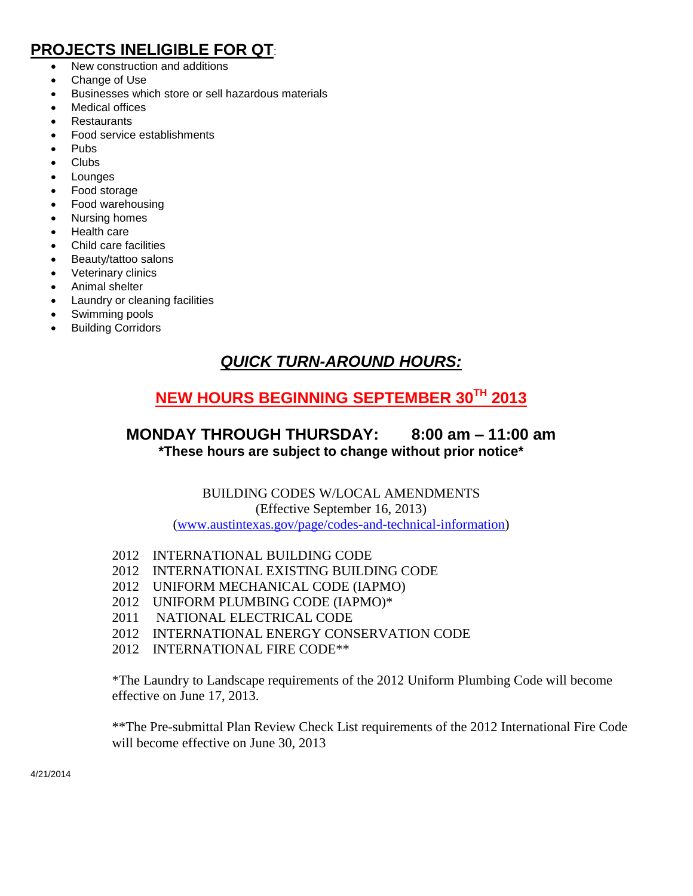## PROJECTS INELIGIBLE FOR QT:

- New construction and additions
- Change of Use
- Businesses which store or sell hazardous materials
- Medical offices
- Restaurants
- Food service establishments
- Pubs
- Clubs
- Lounges
- Food storage
- Food warehousing
- Nursing homes
- Health care
- Child care facilities
- Beauty/tattoo salons
- Veterinary clinics
- Animal shelter
- Laundry or cleaning facilities
- Swimming pools
- Building Corridors

## *QUICK TURN-AROUND HOURS:*

## NEW HOURS BEGINNING SEPTEMBER 30TH 2013

### MONDAY THROUGH THURSDAY: 8:00 am – 11:00 am

**\*These hours are subject to change without prior notice\***

BUILDING CODES W/LOCAL AMENDMENTS
(Effective September 16, 2013)
(www.austintexas.gov/page/codes-and-technical-information)

2012 INTERNATIONAL BUILDING CODE
2012 INTERNATIONAL EXISTING BUILDING CODE
2012 UNIFORM MECHANICAL CODE (IAPMO)
2012 UNIFORM PLUMBING CODE (IAPMO)*
2011 NATIONAL ELECTRICAL CODE
2012 INTERNATIONAL ENERGY CONSERVATION CODE
2012 INTERNATIONAL FIRE CODE**

*The Laundry to Landscape requirements of the 2012 Uniform Plumbing Code will become effective on June 17, 2013.

**The Pre-submittal Plan Review Check List requirements of the 2012 International Fire Code will become effective on June 30, 2013

4/21/2014